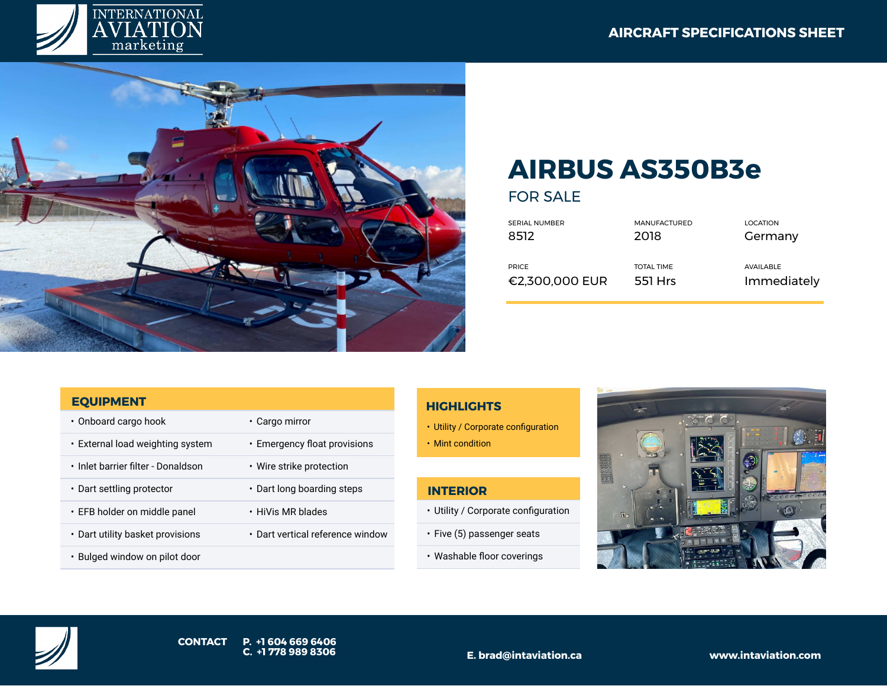INTERNATIONAL AVIATION marketing

AIRCRAFT SPECIFICATIONS SHEET

# AIRBUS AS350B3e

## FOR SALE

| SERIAL NUMBER | MANUFACTURED | LOCATION |
|---|---|---|
| 8512 | 2018 | Germany |
| **PRICE** | **TOTAL TIME** | **AVAILABLE** |
| €2,300,000 EUR | 551 Hrs | Immediately |

## EQUIPMENT

- Onboard cargo hook
- Cargo mirror
- External load weighting system
- Emergency float provisions
- Inlet barrier filter - Donaldson
- Wire strike protection
- Dart settling protector
- Dart long boarding steps
- EFB holder on middle panel
- HiVis MR blades
- Dart utility basket provisions
- Dart vertical reference window
- Bulged window on pilot door

## HIGHLIGHTS

- Utility / Corporate configuration
- Mint condition

## INTERIOR

- Utility / Corporate configuration
- Five (5) passenger seats
- Washable floor coverings

**CONTACT** P. +1 604 669 6406
C. +1 778 989 8306

E. brad@intaviation.ca

www.intaviation.com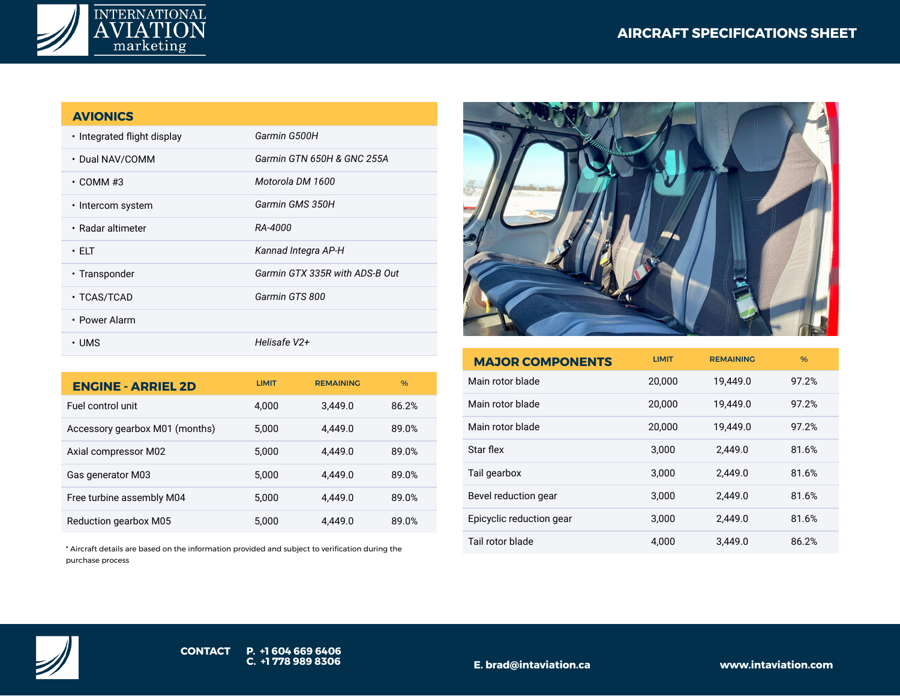## AIRCRAFT SPECIFICATIONS SHEET

## AVIONICS

| | |
|---|---|
| • Integrated flight display | *Garmin G500H* |
| • Dual NAV/COMM | *Garmin GTN 650H & GNC 255A* |
| • COMM #3 | *Motorola DM 1600* |
| • Intercom system | *Garmin GMS 350H* |
| • Radar altimeter | *RA-4000* |
| • ELT | *Kannad Integra AP-H* |
| • Transponder | *Garmin GTX 335R with ADS-B Out* |
| • TCAS/TCAD | *Garmin GTS 800* |
| • Power Alarm | |
| • UMS | *Helisafe V2+* |

| ENGINE - ARRIEL 2D | LIMIT | REMAINING | % |
|---|---|---|---|
| Fuel control unit | 4,000 | 3,449.0 | 86.2% |
| Accessory gearbox M01 (months) | 5,000 | 4,449.0 | 89.0% |
| Axial compressor M02 | 5,000 | 4,449.0 | 89.0% |
| Gas generator M03 | 5,000 | 4,449.0 | 89.0% |
| Free turbine assembly M04 | 5,000 | 4,449.0 | 89.0% |
| Reduction gearbox M05 | 5,000 | 4,449.0 | 89.0% |

* Aircraft details are based on the information provided and subject to verification during the purchase process

| MAJOR COMPONENTS | LIMIT | REMAINING | % |
|---|---|---|---|
| Main rotor blade | 20,000 | 19,449.0 | 97.2% |
| Main rotor blade | 20,000 | 19,449.0 | 97.2% |
| Main rotor blade | 20,000 | 19,449.0 | 97.2% |
| Star flex | 3,000 | 2,449.0 | 81.6% |
| Tail gearbox | 3,000 | 2,449.0 | 81.6% |
| Bevel reduction gear | 3,000 | 2,449.0 | 81.6% |
| Epicyclic reduction gear | 3,000 | 2,449.0 | 81.6% |
| Tail rotor blade | 4,000 | 3,449.0 | 86.2% |

**CONTACT** **P. +1 604 669 6406**
**C. +1 778 989 8306**

**E. brad@intaviation.ca**

**www.intaviation.com**